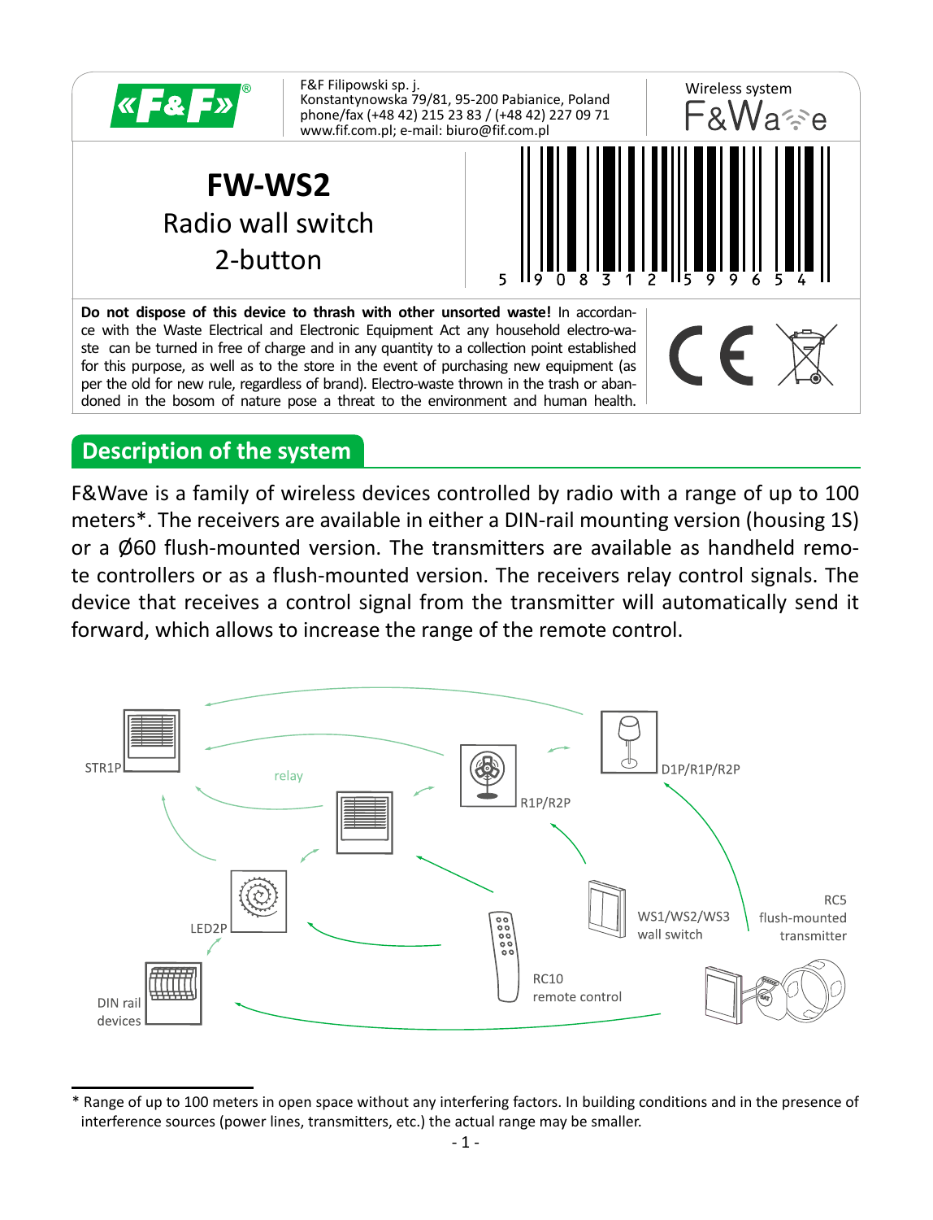F&F Filipowski sp. j.
Konstantynowska 79/81, 95-200 Pabianice, Poland
phone/fax (+48 42) 215 23 83 / (+48 42) 227 09 71
www.fif.com.pl; e-mail: biuro@fif.com.pl

Wireless system F&Wave

# FW-WS2

Radio wall switch
2-button

5 908312 599654

**Do not dispose of this device to thrash with other unsorted waste!** In accordance with the Waste Electrical and Electronic Equipment Act any household electro-waste can be turned in free of charge and in any quantity to a collection point established for this purpose, as well as to the store in the event of purchasing new equipment (as per the old for new rule, regardless of brand). Electro-waste thrown in the trash or abandoned in the bosom of nature pose a threat to the environment and human health.

## Description of the system

F&Wave is a family of wireless devices controlled by radio with a range of up to 100 meters*. The receivers are available in either a DIN-rail mounting version (housing 1S) or a Ø60 flush-mounted version. The transmitters are available as handheld remote controllers or as a flush-mounted version. The receivers relay control signals. The device that receives a control signal from the transmitter will automatically send it forward, which allows to increase the range of the remote control.

STR1P, relay, R1P/R2P, D1P/R1P/R2P, LED2P, DIN rail devices, WS1/WS2/WS3 wall switch, RC5 flush-mounted transmitter, RC10 remote control

* Range of up to 100 meters in open space without any interfering factors. In building conditions and in the presence of interference sources (power lines, transmitters, etc.) the actual range may be smaller.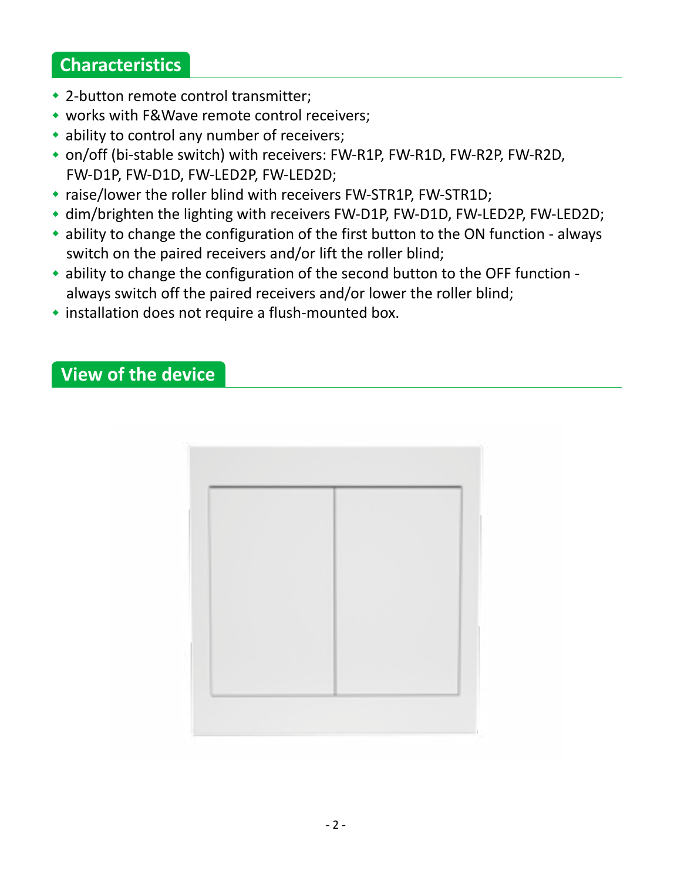## Characteristics

- 2-button remote control transmitter;
- works with F&Wave remote control receivers;
- ability to control any number of receivers;
- on/off (bi-stable switch) with receivers: FW-R1P, FW-R1D, FW-R2P, FW-R2D, FW-D1P, FW-D1D, FW-LED2P, FW-LED2D;
- raise/lower the roller blind with receivers FW-STR1P, FW-STR1D;
- dim/brighten the lighting with receivers FW-D1P, FW-D1D, FW-LED2P, FW-LED2D;
- ability to change the configuration of the first button to the ON function - always switch on the paired receivers and/or lift the roller blind;
- ability to change the configuration of the second button to the OFF function - always switch off the paired receivers and/or lower the roller blind;
- installation does not require a flush-mounted box.

## View of the device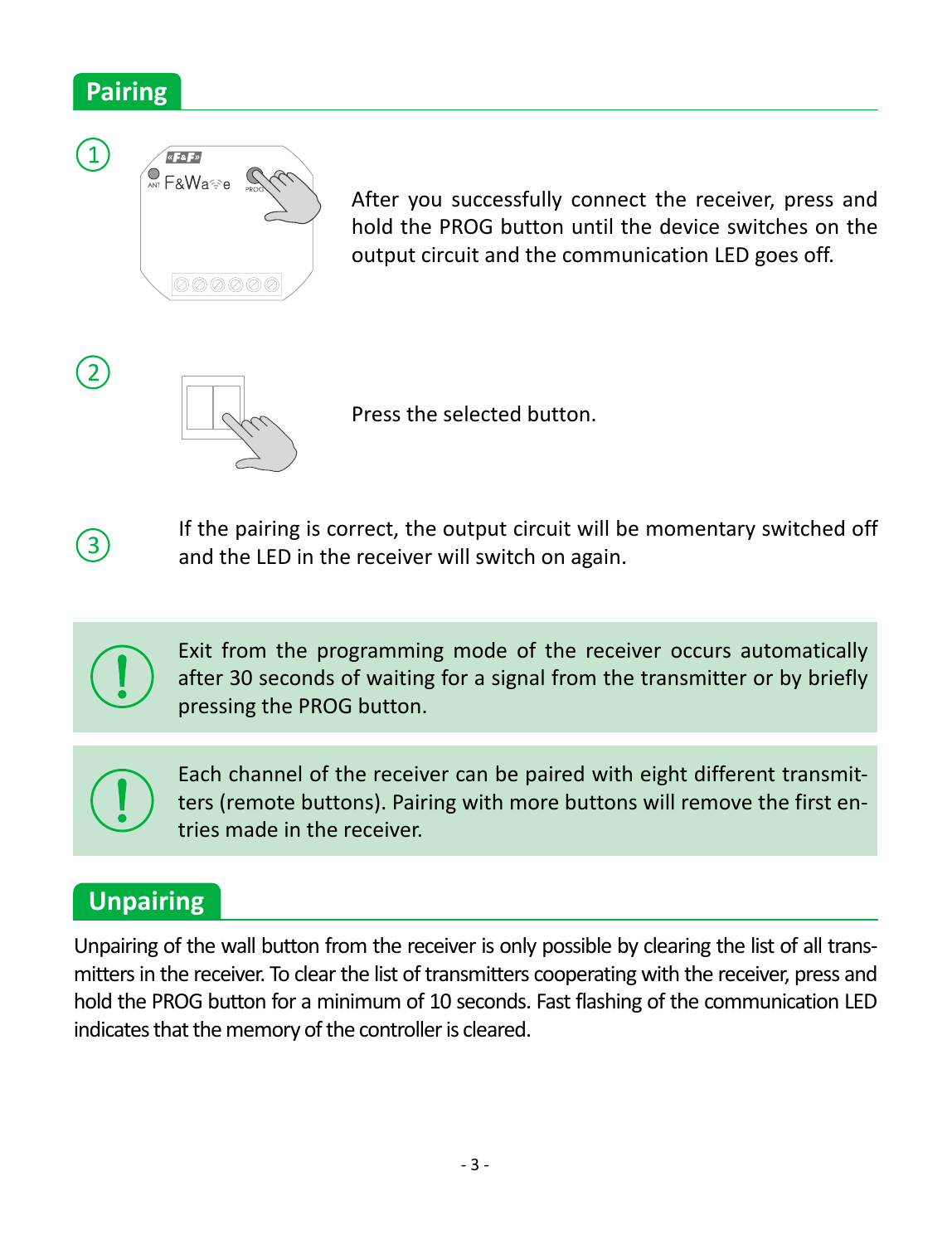## Pairing

1. After you successfully connect the receiver, press and hold the PROG button until the device switches on the output circuit and the communication LED goes off.

2. Press the selected button.

3. If the pairing is correct, the output circuit will be momentary switched off and the LED in the receiver will switch on again.

> **!** Exit from the programming mode of the receiver occurs automatically after 30 seconds of waiting for a signal from the transmitter or by briefly pressing the PROG button.

> **!** Each channel of the receiver can be paired with eight different transmitters (remote buttons). Pairing with more buttons will remove the first entries made in the receiver.

## Unpairing

Unpairing of the wall button from the receiver is only possible by clearing the list of all transmitters in the receiver. To clear the list of transmitters cooperating with the receiver, press and hold the PROG button for a minimum of 10 seconds. Fast flashing of the communication LED indicates that the memory of the controller is cleared.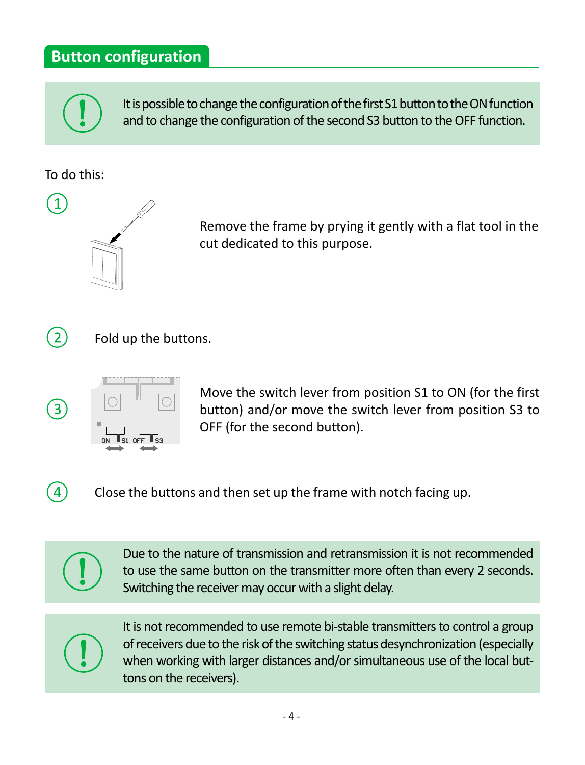## Button configuration

> It is possible to change the configuration of the first S1 button to the ON function and to change the configuration of the second S3 button to the OFF function.

To do this:

1. Remove the frame by prying it gently with a flat tool in the cut dedicated to this purpose.

2. Fold up the buttons.

3. Move the switch lever from position S1 to ON (for the first button) and/or move the switch lever from position S3 to OFF (for the second button).

4. Close the buttons and then set up the frame with notch facing up.

> Due to the nature of transmission and retransmission it is not recommended to use the same button on the transmitter more often than every 2 seconds. Switching the receiver may occur with a slight delay.

> It is not recommended to use remote bi-stable transmitters to control a group of receivers due to the risk of the switching status desynchronization (especially when working with larger distances and/or simultaneous use of the local buttons on the receivers).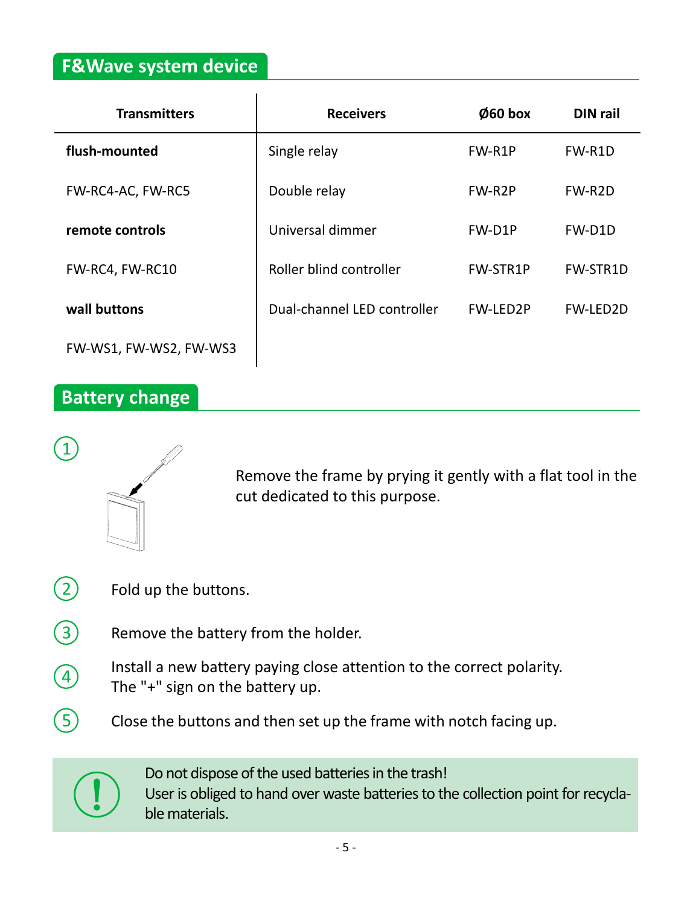## F&Wave system device

| Transmitters | Receivers | Ø60 box | DIN rail |
|---|---|---|---|
| **flush-mounted** | Single relay | FW-R1P | FW-R1D |
| FW-RC4-AC, FW-RC5 | Double relay | FW-R2P | FW-R2D |
| **remote controls** | Universal dimmer | FW-D1P | FW-D1D |
| FW-RC4, FW-RC10 | Roller blind controller | FW-STR1P | FW-STR1D |
| **wall buttons** | Dual-channel LED controller | FW-LED2P | FW-LED2D |
| FW-WS1, FW-WS2, FW-WS3 | | | |

## Battery change

1. Remove the frame by prying it gently with a flat tool in the cut dedicated to this purpose.
2. Fold up the buttons.
3. Remove the battery from the holder.
4. Install a new battery paying close attention to the correct polarity. The "+" sign on the battery up.
5. Close the buttons and then set up the frame with notch facing up.

**!** Do not dispose of the used batteries in the trash!
User is obliged to hand over waste batteries to the collection point for recyclable materials.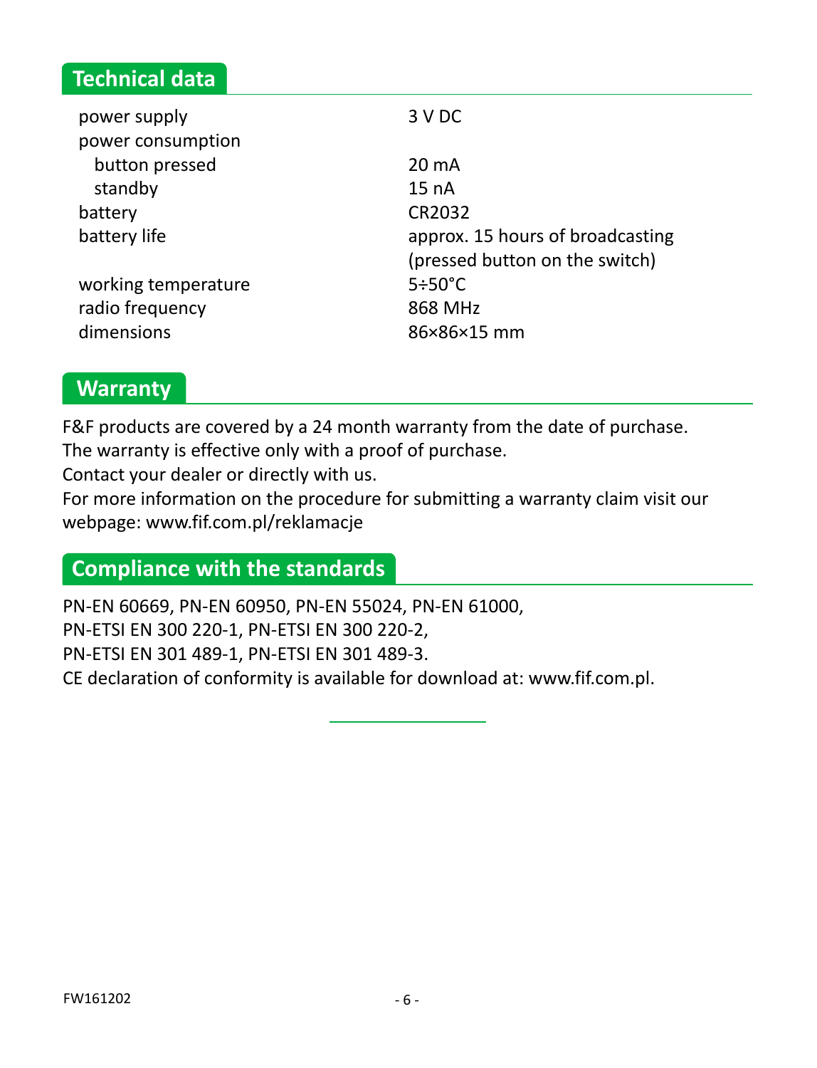## Technical data

| | |
|---|---|
| power supply | 3 V DC |
| power consumption | |
| button pressed | 20 mA |
| standby | 15 nA |
| battery | CR2032 |
| battery life | approx. 15 hours of broadcasting (pressed button on the switch) |
| working temperature | 5÷50°C |
| radio frequency | 868 MHz |
| dimensions | 86×86×15 mm |

## Warranty

F&F products are covered by a 24 month warranty from the date of purchase.
The warranty is effective only with a proof of purchase.
Contact your dealer or directly with us.
For more information on the procedure for submitting a warranty claim visit our webpage: www.fif.com.pl/reklamacje

## Compliance with the standards

PN-EN 60669, PN-EN 60950, PN-EN 55024, PN-EN 61000,
PN-ETSI EN 300 220-1, PN-ETSI EN 300 220-2,
PN-ETSI EN 301 489-1, PN-ETSI EN 301 489-3.
CE declaration of conformity is available for download at: www.fif.com.pl.

FW161202